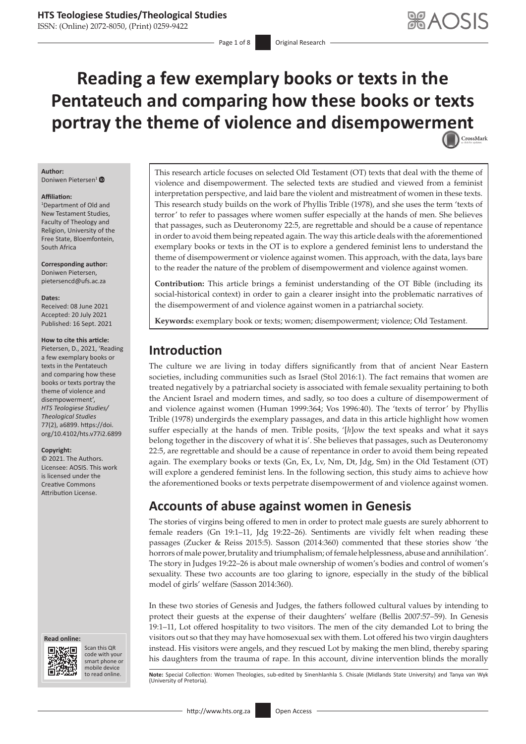# Reading a few exemplary books or texts in the Pentateuch and comparing how these books or texts portray the theme of violence and disempowerment

**Author:**
Doniwen Pietersen[1]

**Affiliation:**
[1]Department of Old and New Testament Studies, Faculty of Theology and Religion, University of the Free State, Bloemfontein, South Africa

**Corresponding author:**
Doniwen Pietersen, pietersencd@ufs.ac.za

**Dates:**
Received: 08 June 2021
Accepted: 20 July 2021
Published: 16 Sept. 2021

**How to cite this article:**
Pietersen, D., 2021, 'Reading a few exemplary books or texts in the Pentateuch and comparing how these books or texts portray the theme of violence and disempowerment', *HTS Teologiese Studies/Theological Studies* 77(2), a6899. https://doi.org/10.4102/hts.v77i2.6899

**Copyright:**
© 2021. The Authors. Licensee: AOSIS. This work is licensed under the Creative Commons Attribution License.

This research article focuses on selected Old Testament (OT) texts that deal with the theme of violence and disempowerment. The selected texts are studied and viewed from a feminist interpretation perspective, and laid bare the violent and mistreatment of women in these texts. This research study builds on the work of Phyllis Trible (1978), and she uses the term 'texts of terror' to refer to passages where women suffer especially at the hands of men. She believes that passages, such as Deuteronomy 22:5, are regrettable and should be a cause of repentance in order to avoid them being repeated again. The way this article deals with the aforementioned exemplary books or texts in the OT is to explore a gendered feminist lens to understand the theme of disempowerment or violence against women. This approach, with the data, lays bare to the reader the nature of the problem of disempowerment and violence against women.

**Contribution:** This article brings a feminist understanding of the OT Bible (including its social-historical context) in order to gain a clearer insight into the problematic narratives of the disempowerment of and violence against women in a patriarchal society.

**Keywords:** exemplary book or texts; women; disempowerment; violence; Old Testament.

## Introduction

The culture we are living in today differs significantly from that of ancient Near Eastern societies, including communities such as Israel (Stol 2016:1). The fact remains that women are treated negatively by a patriarchal society is associated with female sexuality pertaining to both the Ancient Israel and modern times, and sadly, so too does a culture of disempowerment of and violence against women (Human 1999:364; Vos 1996:40). The 'texts of terror' by Phyllis Trible (1978) undergirds the exemplary passages, and data in this article highlight how women suffer especially at the hands of men. Trible posits, '[*h*]ow the text speaks and what it says belong together in the discovery of what it is'. She believes that passages, such as Deuteronomy 22:5, are regrettable and should be a cause of repentance in order to avoid them being repeated again. The exemplary books or texts (Gn, Ex, Lv, Nm, Dt, Jdg, Sm) in the Old Testament (OT) will explore a gendered feminist lens. In the following section, this study aims to achieve how the aforementioned books or texts perpetrate disempowerment of and violence against women.

## Accounts of abuse against women in Genesis

The stories of virgins being offered to men in order to protect male guests are surely abhorrent to female readers (Gn 19:1–11, Jdg 19:22–26). Sentiments are vividly felt when reading these passages (Zucker & Reiss 2015:5). Sasson (2014:360) commented that these stories show 'the horrors of male power, brutality and triumphalism; of female helplessness, abuse and annihilation'. The story in Judges 19:22–26 is about male ownership of women's bodies and control of women's sexuality. These two accounts are too glaring to ignore, especially in the study of the biblical model of girls' welfare (Sasson 2014:360).

In these two stories of Genesis and Judges, the fathers followed cultural values by intending to protect their guests at the expense of their daughters' welfare (Bellis 2007:57–59). In Genesis 19:1–11, Lot offered hospitality to two visitors. The men of the city demanded Lot to bring the visitors out so that they may have homosexual sex with them. Lot offered his two virgin daughters instead. His visitors were angels, and they rescued Lot by making the men blind, thereby sparing his daughters from the trauma of rape. In this account, divine intervention blinds the morally

**Note:** Special Collection: Women Theologies, sub-edited by Sinenhlanhla S. Chisale (Midlands State University) and Tanya van Wyk (University of Pretoria).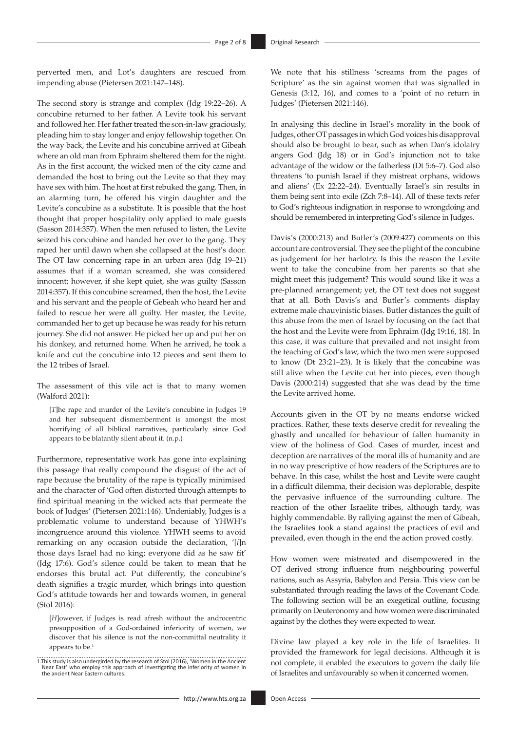perverted men, and Lot's daughters are rescued from impending abuse (Pietersen 2021:147–148).

The second story is strange and complex (Jdg 19:22–26). A concubine returned to her father. A Levite took his servant and followed her. Her father treated the son-in-law graciously, pleading him to stay longer and enjoy fellowship together. On the way back, the Levite and his concubine arrived at Gibeah where an old man from Ephraim sheltered them for the night. As in the first account, the wicked men of the city came and demanded the host to bring out the Levite so that they may have sex with him. The host at first rebuked the gang. Then, in an alarming turn, he offered his virgin daughter and the Levite's concubine as a substitute. It is possible that the host thought that proper hospitality only applied to male guests (Sasson 2014:357). When the men refused to listen, the Levite seized his concubine and handed her over to the gang. They raped her until dawn when she collapsed at the host's door. The OT law concerning rape in an urban area (Jdg 19–21) assumes that if a woman screamed, she was considered innocent; however, if she kept quiet, she was guilty (Sasson 2014:357). If this concubine screamed, then the host, the Levite and his servant and the people of Gebeah who heard her and failed to rescue her were all guilty. Her master, the Levite, commanded her to get up because he was ready for his return journey. She did not answer. He picked her up and put her on his donkey, and returned home. When he arrived, he took a knife and cut the concubine into 12 pieces and sent them to the 12 tribes of Israel.

The assessment of this vile act is that to many women (Walford 2021):

> [*T*]he rape and murder of the Levite's concubine in Judges 19 and her subsequent dismemberment is amongst the most horrifying of all biblical narratives, particularly since God appears to be blatantly silent about it. (n.p.)

Furthermore, representative work has gone into explaining this passage that really compound the disgust of the act of rape because the brutality of the rape is typically minimised and the character of 'God often distorted through attempts to find spiritual meaning in the wicked acts that permeate the book of Judges' (Pietersen 2021:146). Undeniably, Judges is a problematic volume to understand because of YHWH's incongruence around this violence. YHWH seems to avoid remarking on any occasion outside the declaration, '[*i*]n those days Israel had no king; everyone did as he saw fit' (Jdg 17:6). God's silence could be taken to mean that he endorses this brutal act. Put differently, the concubine's death signifies a tragic murder, which brings into question God's attitude towards her and towards women, in general (Stol 2016):

> [*H*]owever, if Judges is read afresh without the androcentric presupposition of a God-ordained inferiority of women, we discover that his silence is not the non-committal neutrality it appears to be.[1]

We note that his stillness 'screams from the pages of Scripture' as the sin against women that was signalled in Genesis (3:12, 16), and comes to a 'point of no return in Judges' (Pietersen 2021:146).

In analysing this decline in Israel's morality in the book of Judges, other OT passages in which God voices his disapproval should also be brought to bear, such as when Dan's idolatry angers God (Jdg 18) or in God's injunction not to take advantage of the widow or the fatherless (Dt 5:6–7). God also threatens 'to punish Israel if they mistreat orphans, widows and aliens' (Ex 22:22–24). Eventually Israel's sin results in them being sent into exile (Zch 7:8–14). All of these texts refer to God's righteous indignation in response to wrongdoing and should be remembered in interpreting God's silence in Judges.

Davis's (2000:213) and Butler's (2009:427) comments on this account are controversial. They see the plight of the concubine as judgement for her harlotry. Is this the reason the Levite went to take the concubine from her parents so that she might meet this judgement? This would sound like it was a pre-planned arrangement; yet, the OT text does not suggest that at all. Both Davis's and Butler's comments display extreme male chauvinistic biases. Butler distances the guilt of this abuse from the men of Israel by focusing on the fact that the host and the Levite were from Ephraim (Jdg 19:16, 18). In this case, it was culture that prevailed and not insight from the teaching of God's law, which the two men were supposed to know (Dt 23:21–23). It is likely that the concubine was still alive when the Levite cut her into pieces, even though Davis (2000:214) suggested that she was dead by the time the Levite arrived home.

Accounts given in the OT by no means endorse wicked practices. Rather, these texts deserve credit for revealing the ghastly and uncalled for behaviour of fallen humanity in view of the holiness of God. Cases of murder, incest and deception are narratives of the moral ills of humanity and are in no way prescriptive of how readers of the Scriptures are to behave. In this case, whilst the host and Levite were caught in a difficult dilemma, their decision was deplorable, despite the pervasive influence of the surrounding culture. The reaction of the other Israelite tribes, although tardy, was highly commendable. By rallying against the men of Gibeah, the Israelites took a stand against the practices of evil and prevailed, even though in the end the action proved costly.

How women were mistreated and disempowered in the OT derived strong influence from neighbouring powerful nations, such as Assyria, Babylon and Persia. This view can be substantiated through reading the laws of the Covenant Code. The following section will be an exegetical outline, focusing primarily on Deuteronomy and how women were discriminated against by the clothes they were expected to wear.

Divine law played a key role in the life of Israelites. It provided the framework for legal decisions. Although it is not complete, it enabled the executors to govern the daily life of Israelites and unfavourably so when it concerned women.

1. This study is also undergirded by the research of Stol (2016), 'Women in the Ancient Near East' who employ this approach of investigating the inferiority of women in the ancient Near Eastern cultures.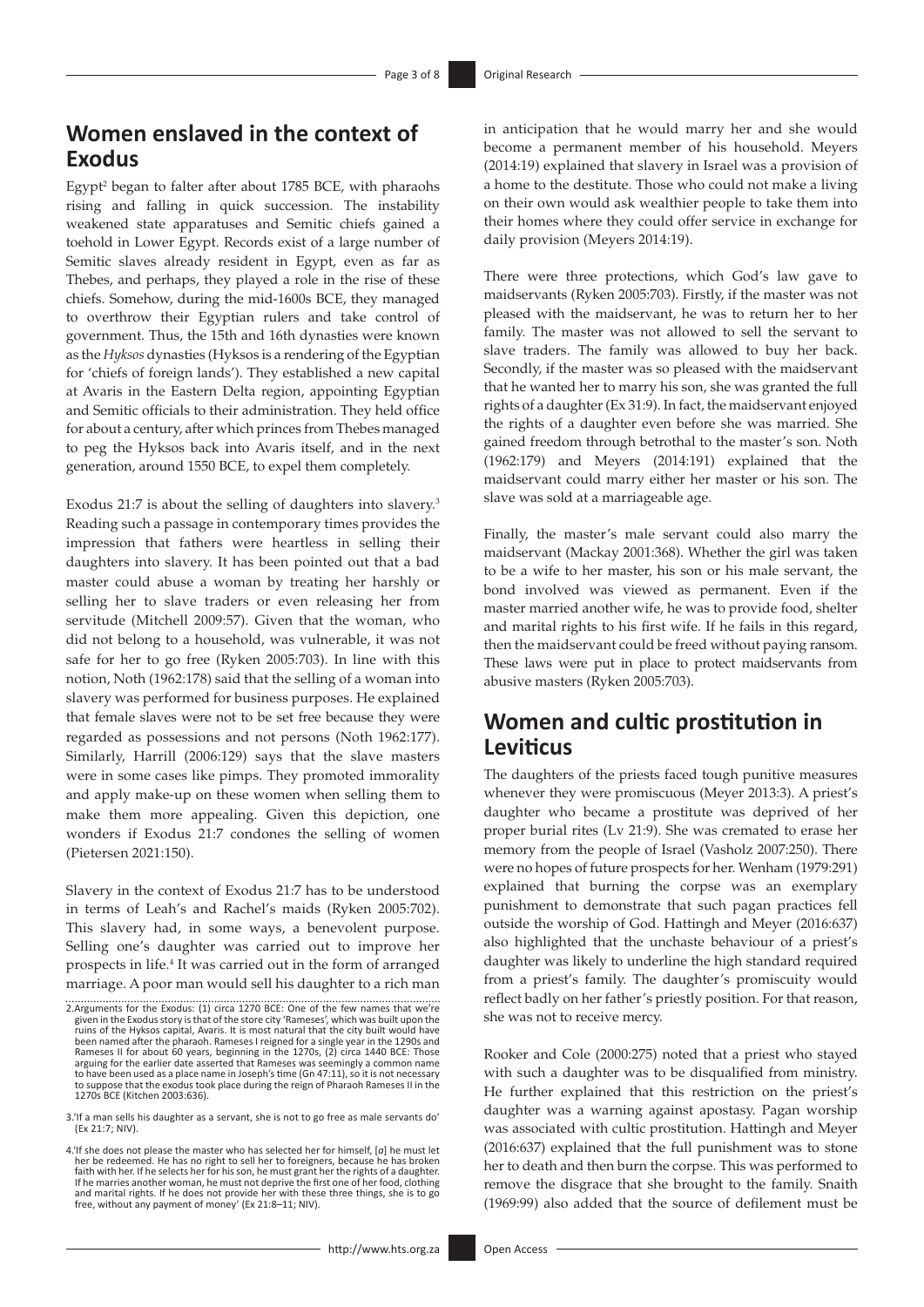## Women enslaved in the context of Exodus

Egypt[2] began to falter after about 1785 BCE, with pharaohs rising and falling in quick succession. The instability weakened state apparatuses and Semitic chiefs gained a toehold in Lower Egypt. Records exist of a large number of Semitic slaves already resident in Egypt, even as far as Thebes, and perhaps, they played a role in the rise of these chiefs. Somehow, during the mid-1600s BCE, they managed to overthrow their Egyptian rulers and take control of government. Thus, the 15th and 16th dynasties were known as the *Hyksos* dynasties (Hyksos is a rendering of the Egyptian for 'chiefs of foreign lands'). They established a new capital at Avaris in the Eastern Delta region, appointing Egyptian and Semitic officials to their administration. They held office for about a century, after which princes from Thebes managed to peg the Hyksos back into Avaris itself, and in the next generation, around 1550 BCE, to expel them completely.

Exodus 21:7 is about the selling of daughters into slavery.[3] Reading such a passage in contemporary times provides the impression that fathers were heartless in selling their daughters into slavery. It has been pointed out that a bad master could abuse a woman by treating her harshly or selling her to slave traders or even releasing her from servitude (Mitchell 2009:57). Given that the woman, who did not belong to a household, was vulnerable, it was not safe for her to go free (Ryken 2005:703). In line with this notion, Noth (1962:178) said that the selling of a woman into slavery was performed for business purposes. He explained that female slaves were not to be set free because they were regarded as possessions and not persons (Noth 1962:177). Similarly, Harrill (2006:129) says that the slave masters were in some cases like pimps. They promoted immorality and apply make-up on these women when selling them to make them more appealing. Given this depiction, one wonders if Exodus 21:7 condones the selling of women (Pietersen 2021:150).

Slavery in the context of Exodus 21:7 has to be understood in terms of Leah's and Rachel's maids (Ryken 2005:702). This slavery had, in some ways, a benevolent purpose. Selling one's daughter was carried out to improve her prospects in life.[4] It was carried out in the form of arranged marriage. A poor man would sell his daughter to a rich man in anticipation that he would marry her and she would become a permanent member of his household. Meyers (2014:19) explained that slavery in Israel was a provision of a home to the destitute. Those who could not make a living on their own would ask wealthier people to take them into their homes where they could offer service in exchange for daily provision (Meyers 2014:19).

There were three protections, which God's law gave to maidservants (Ryken 2005:703). Firstly, if the master was not pleased with the maidservant, he was to return her to her family. The master was not allowed to sell the servant to slave traders. The family was allowed to buy her back. Secondly, if the master was so pleased with the maidservant that he wanted her to marry his son, she was granted the full rights of a daughter (Ex 31:9). In fact, the maidservant enjoyed the rights of a daughter even before she was married. She gained freedom through betrothal to the master's son. Noth (1962:179) and Meyers (2014:191) explained that the maidservant could marry either her master or his son. The slave was sold at a marriageable age.

Finally, the master's male servant could also marry the maidservant (Mackay 2001:368). Whether the girl was taken to be a wife to her master, his son or his male servant, the bond involved was viewed as permanent. Even if the master married another wife, he was to provide food, shelter and marital rights to his first wife. If he fails in this regard, then the maidservant could be freed without paying ransom. These laws were put in place to protect maidservants from abusive masters (Ryken 2005:703).

## Women and cultic prostitution in Leviticus

The daughters of the priests faced tough punitive measures whenever they were promiscuous (Meyer 2013:3). A priest's daughter who became a prostitute was deprived of her proper burial rites (Lv 21:9). She was cremated to erase her memory from the people of Israel (Vasholz 2007:250). There were no hopes of future prospects for her. Wenham (1979:291) explained that burning the corpse was an exemplary punishment to demonstrate that such pagan practices fell outside the worship of God. Hattingh and Meyer (2016:637) also highlighted that the unchaste behaviour of a priest's daughter was likely to underline the high standard required from a priest's family. The daughter's promiscuity would reflect badly on her father's priestly position. For that reason, she was not to receive mercy.

Rooker and Cole (2000:275) noted that a priest who stayed with such a daughter was to be disqualified from ministry. He further explained that this restriction on the priest's daughter was a warning against apostasy. Pagan worship was associated with cultic prostitution. Hattingh and Meyer (2016:637) explained that the full punishment was to stone her to death and then burn the corpse. This was performed to remove the disgrace that she brought to the family. Snaith (1969:99) also added that the source of defilement must be

2. Arguments for the Exodus: (1) circa 1270 BCE: One of the few names that we're given in the Exodus story is that of the store city 'Rameses', which was built upon the ruins of the Hyksos capital, Avaris. It is most natural that the city built would have been named after the pharaoh. Rameses I reigned for a single year in the 1290s and Rameses II for about 60 years, beginning in the 1270s, (2) circa 1440 BCE: Those arguing for the earlier date asserted that Rameses was seemingly a common name to have been used as a place name in Joseph's time (Gn 47:11), so it is not necessary to suppose that the exodus took place during the reign of Pharaoh Rameses II in the 1270s BCE (Kitchen 2003:636).

3. 'If a man sells his daughter as a servant, she is not to go free as male servants do' (Ex 21:7; NIV).

4. 'If she does not please the master who has selected her for himself, [*a*] he must let her be redeemed. He has no right to sell her to foreigners, because he has broken faith with her. If he selects her for his son, he must grant her the rights of a daughter. If he marries another woman, he must not deprive the first one of her food, clothing and marital rights. If he does not provide her with these three things, she is to go free, without any payment of money' (Ex 21:8–11; NIV).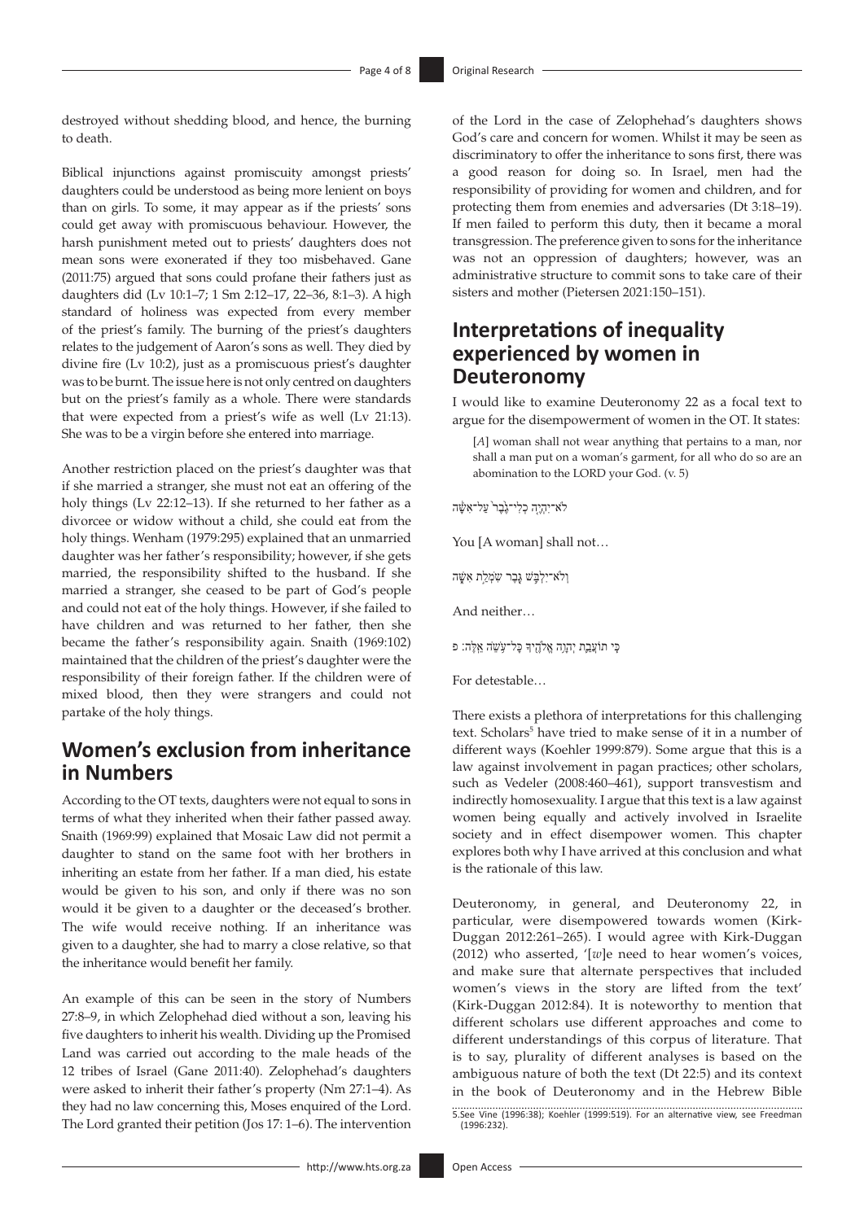destroyed without shedding blood, and hence, the burning to death.

Biblical injunctions against promiscuity amongst priests' daughters could be understood as being more lenient on boys than on girls. To some, it may appear as if the priests' sons could get away with promiscuous behaviour. However, the harsh punishment meted out to priests' daughters does not mean sons were exonerated if they too misbehaved. Gane (2011:75) argued that sons could profane their fathers just as daughters did (Lv 10:1–7; 1 Sm 2:12–17, 22–36, 8:1–3). A high standard of holiness was expected from every member of the priest's family. The burning of the priest's daughters relates to the judgement of Aaron's sons as well. They died by divine fire (Lv 10:2), just as a promiscuous priest's daughter was to be burnt. The issue here is not only centred on daughters but on the priest's family as a whole. There were standards that were expected from a priest's wife as well (Lv 21:13). She was to be a virgin before she entered into marriage.

Another restriction placed on the priest's daughter was that if she married a stranger, she must not eat an offering of the holy things (Lv 22:12–13). If she returned to her father as a divorcee or widow without a child, she could eat from the holy things. Wenham (1979:295) explained that an unmarried daughter was her father's responsibility; however, if she gets married, the responsibility shifted to the husband. If she married a stranger, she ceased to be part of God's people and could not eat of the holy things. However, if she failed to have children and was returned to her father, then she became the father's responsibility again. Snaith (1969:102) maintained that the children of the priest's daughter were the responsibility of their foreign father. If the children were of mixed blood, then they were strangers and could not partake of the holy things.

## Women's exclusion from inheritance in Numbers

According to the OT texts, daughters were not equal to sons in terms of what they inherited when their father passed away. Snaith (1969:99) explained that Mosaic Law did not permit a daughter to stand on the same foot with her brothers in inheriting an estate from her father. If a man died, his estate would be given to his son, and only if there was no son would it be given to a daughter or the deceased's brother. The wife would receive nothing. If an inheritance was given to a daughter, she had to marry a close relative, so that the inheritance would benefit her family.

An example of this can be seen in the story of Numbers 27:8–9, in which Zelophehad died without a son, leaving his five daughters to inherit his wealth. Dividing up the Promised Land was carried out according to the male heads of the 12 tribes of Israel (Gane 2011:40). Zelophehad's daughters were asked to inherit their father's property (Nm 27:1–4). As they had no law concerning this, Moses enquired of the Lord. The Lord granted their petition (Jos 17: 1–6). The intervention of the Lord in the case of Zelophehad's daughters shows God's care and concern for women. Whilst it may be seen as discriminatory to offer the inheritance to sons first, there was a good reason for doing so. In Israel, men had the responsibility of providing for women and children, and for protecting them from enemies and adversaries (Dt 3:18–19). If men failed to perform this duty, then it became a moral transgression. The preference given to sons for the inheritance was not an oppression of daughters; however, was an administrative structure to commit sons to take care of their sisters and mother (Pietersen 2021:150–151).

## Interpretations of inequality experienced by women in Deuteronomy

I would like to examine Deuteronomy 22 as a focal text to argue for the disempowerment of women in the OT. It states:

> [*A*] woman shall not wear anything that pertains to a man, nor shall a man put on a woman's garment, for all who do so are an abomination to the LORD your God. (v. 5)

לֹא־יִהְיֶה כְלִי־גֶבֶר עַל־אִשָּׁה

You [A woman] shall not…

וְלֹא־יִלְבַּשׁ גֶּבֶר שִׂמְלַת אִשָּׁה

And neither…

כִּי תוֹעֲבַת יְהוָה אֱלֹהֶיךָ כָּל־עֹשֵׂה אֵלֶּה׃ פ

For detestable…

There exists a plethora of interpretations for this challenging text. Scholars[5] have tried to make sense of it in a number of different ways (Koehler 1999:879). Some argue that this is a law against involvement in pagan practices; other scholars, such as Vedeler (2008:460–461), support transvestism and indirectly homosexuality. I argue that this text is a law against women being equally and actively involved in Israelite society and in effect disempower women. This chapter explores both why I have arrived at this conclusion and what is the rationale of this law.

Deuteronomy, in general, and Deuteronomy 22, in particular, were disempowered towards women (Kirk-Duggan 2012:261–265). I would agree with Kirk-Duggan (2012) who asserted, '[*w*]e need to hear women's voices, and make sure that alternate perspectives that included women's views in the story are lifted from the text' (Kirk-Duggan 2012:84). It is noteworthy to mention that different scholars use different approaches and come to different understandings of this corpus of literature. That is to say, plurality of different analyses is based on the ambiguous nature of both the text (Dt 22:5) and its context in the book of Deuteronomy and in the Hebrew Bible

5. See Vine (1996:38); Koehler (1999:519). For an alternative view, see Freedman (1996:232).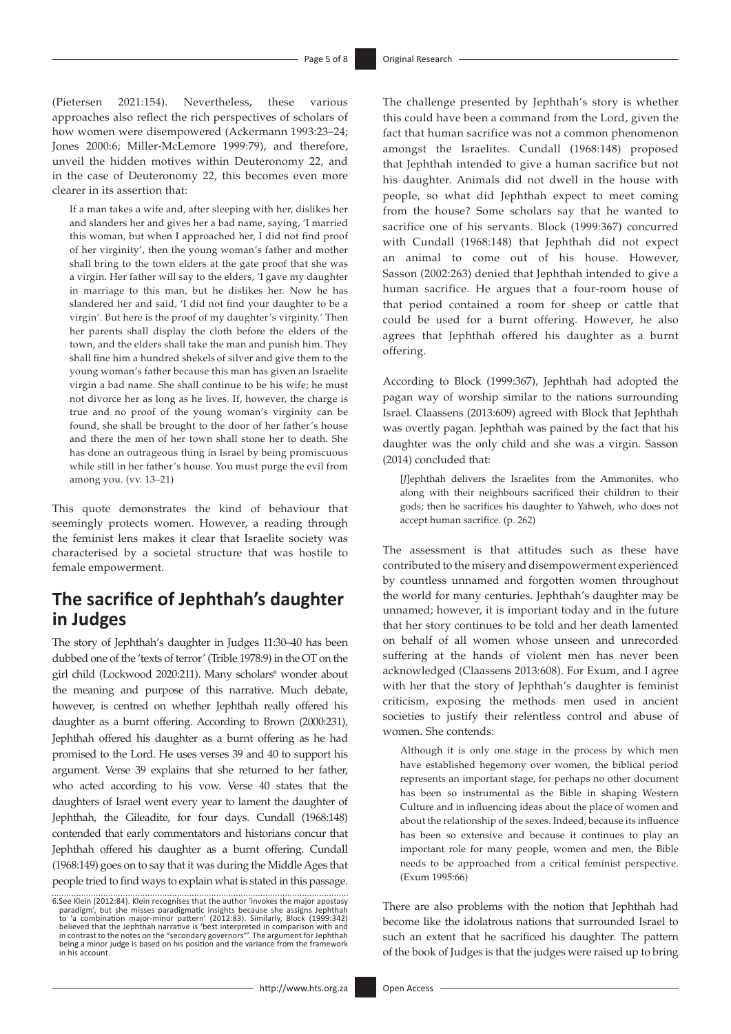(Pietersen 2021:154). Nevertheless, these various approaches also reflect the rich perspectives of scholars of how women were disempowered (Ackermann 1993:23–24; Jones 2000:6; Miller-McLemore 1999:79), and therefore, unveil the hidden motives within Deuteronomy 22, and in the case of Deuteronomy 22, this becomes even more clearer in its assertion that:

> If a man takes a wife and, after sleeping with her, dislikes her and slanders her and gives her a bad name, saying, 'I married this woman, but when I approached her, I did not find proof of her virginity', then the young woman's father and mother shall bring to the town elders at the gate proof that she was a virgin. Her father will say to the elders, 'I gave my daughter in marriage to this man, but he dislikes her. Now he has slandered her and said, 'I did not find your daughter to be a virgin'. But here is the proof of my daughter's virginity.' Then her parents shall display the cloth before the elders of the town, and the elders shall take the man and punish him. They shall fine him a hundred shekels of silver and give them to the young woman's father because this man has given an Israelite virgin a bad name. She shall continue to be his wife; he must not divorce her as long as he lives. If, however, the charge is true and no proof of the young woman's virginity can be found, she shall be brought to the door of her father's house and there the men of her town shall stone her to death. She has done an outrageous thing in Israel by being promiscuous while still in her father's house. You must purge the evil from among you. (vv. 13–21)

This quote demonstrates the kind of behaviour that seemingly protects women. However, a reading through the feminist lens makes it clear that Israelite society was characterised by a societal structure that was hostile to female empowerment.

## The sacrifice of Jephthah's daughter in Judges

The story of Jephthah's daughter in Judges 11:30–40 has been dubbed one of the 'texts of terror' (Trible 1978:9) in the OT on the girl child (Lockwood 2020:211). Many scholars[6] wonder about the meaning and purpose of this narrative. Much debate, however, is centred on whether Jephthah really offered his daughter as a burnt offering. According to Brown (2000:231), Jephthah offered his daughter as a burnt offering as he had promised to the Lord. He uses verses 39 and 40 to support his argument. Verse 39 explains that she returned to her father, who acted according to his vow. Verse 40 states that the daughters of Israel went every year to lament the daughter of Jephthah, the Gileadite, for four days. Cundall (1968:148) contended that early commentators and historians concur that Jephthah offered his daughter as a burnt offering. Cundall (1968:149) goes on to say that it was during the Middle Ages that people tried to find ways to explain what is stated in this passage.

The challenge presented by Jephthah's story is whether this could have been a command from the Lord, given the fact that human sacrifice was not a common phenomenon amongst the Israelites. Cundall (1968:148) proposed that Jephthah intended to give a human sacrifice but not his daughter. Animals did not dwell in the house with people, so what did Jephthah expect to meet coming from the house? Some scholars say that he wanted to sacrifice one of his servants. Block (1999:367) concurred with Cundall (1968:148) that Jephthah did not expect an animal to come out of his house. However, Sasson (2002:263) denied that Jephthah intended to give a human sacrifice. He argues that a four-room house of that period contained a room for sheep or cattle that could be used for a burnt offering. However, he also agrees that Jephthah offered his daughter as a burnt offering.

According to Block (1999:367), Jephthah had adopted the pagan way of worship similar to the nations surrounding Israel. Claassens (2013:609) agreed with Block that Jephthah was overtly pagan. Jephthah was pained by the fact that his daughter was the only child and she was a virgin. Sasson (2014) concluded that:

> [*J*]ephthah delivers the Israelites from the Ammonites, who along with their neighbours sacrificed their children to their gods; then he sacrifices his daughter to Yahweh, who does not accept human sacrifice. (p. 262)

The assessment is that attitudes such as these have contributed to the misery and disempowerment experienced by countless unnamed and forgotten women throughout the world for many centuries. Jephthah's daughter may be unnamed; however, it is important today and in the future that her story continues to be told and her death lamented on behalf of all women whose unseen and unrecorded suffering at the hands of violent men has never been acknowledged (Claassens 2013:608). For Exum, and I agree with her that the story of Jephthah's daughter is feminist criticism, exposing the methods men used in ancient societies to justify their relentless control and abuse of women. She contends:

> Although it is only one stage in the process by which men have established hegemony over women, the biblical period represents an important stage, for perhaps no other document has been so instrumental as the Bible in shaping Western Culture and in influencing ideas about the place of women and about the relationship of the sexes. Indeed, because its influence has been so extensive and because it continues to play an important role for many people, women and men, the Bible needs to be approached from a critical feminist perspective. (Exum 1995:66)

There are also problems with the notion that Jephthah had become like the idolatrous nations that surrounded Israel to such an extent that he sacrificed his daughter. The pattern of the book of Judges is that the judges were raised up to bring

6. See Klein (2012:84). Klein recognises that the author 'invokes the major apostasy paradigm', but she misses paradigmatic insights because she assigns Jephthah to 'a combination major-minor pattern' (2012:83). Similarly, Block (1999:342) believed that the Jephthah narrative is 'best interpreted in comparison with and in contrast to the notes on the "secondary governors"'. The argument for Jephthah being a minor judge is based on his position and the variance from the framework in his account.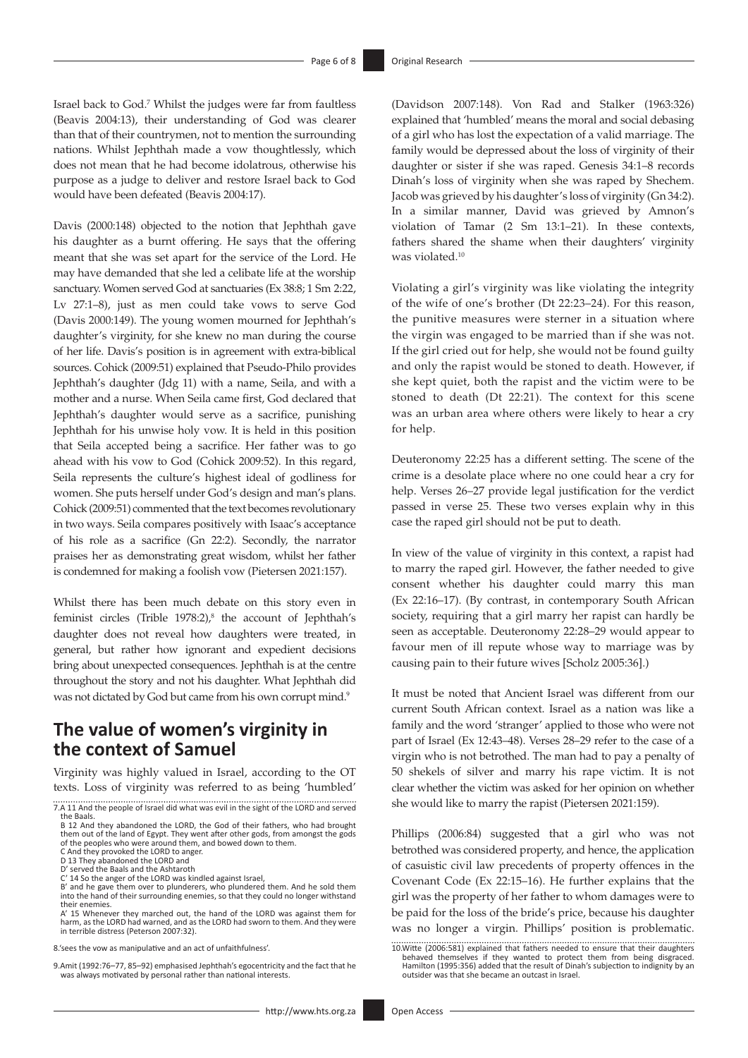Israel back to God.[7] Whilst the judges were far from faultless (Beavis 2004:13), their understanding of God was clearer than that of their countrymen, not to mention the surrounding nations. Whilst Jephthah made a vow thoughtlessly, which does not mean that he had become idolatrous, otherwise his purpose as a judge to deliver and restore Israel back to God would have been defeated (Beavis 2004:17).

Davis (2000:148) objected to the notion that Jephthah gave his daughter as a burnt offering. He says that the offering meant that she was set apart for the service of the Lord. He may have demanded that she led a celibate life at the worship sanctuary. Women served God at sanctuaries (Ex 38:8; 1 Sm 2:22, Lv 27:1–8), just as men could take vows to serve God (Davis 2000:149). The young women mourned for Jephthah's daughter's virginity, for she knew no man during the course of her life. Davis's position is in agreement with extra-biblical sources. Cohick (2009:51) explained that Pseudo-Philo provides Jephthah's daughter (Jdg 11) with a name, Seila, and with a mother and a nurse. When Seila came first, God declared that Jephthah's daughter would serve as a sacrifice, punishing Jephthah for his unwise holy vow. It is held in this position that Seila accepted being a sacrifice. Her father was to go ahead with his vow to God (Cohick 2009:52). In this regard, Seila represents the culture's highest ideal of godliness for women. She puts herself under God's design and man's plans. Cohick (2009:51) commented that the text becomes revolutionary in two ways. Seila compares positively with Isaac's acceptance of his role as a sacrifice (Gn 22:2). Secondly, the narrator praises her as demonstrating great wisdom, whilst her father is condemned for making a foolish vow (Pietersen 2021:157).

Whilst there has been much debate on this story even in feminist circles (Trible 1978:2),[8] the account of Jephthah's daughter does not reveal how daughters were treated, in general, but rather how ignorant and expedient decisions bring about unexpected consequences. Jephthah is at the centre throughout the story and not his daughter. What Jephthah did was not dictated by God but came from his own corrupt mind.[9]

## The value of women's virginity in the context of Samuel

Virginity was highly valued in Israel, according to the OT texts. Loss of virginity was referred to as being 'humbled' (Davidson 2007:148). Von Rad and Stalker (1963:326) explained that 'humbled' means the moral and social debasing of a girl who has lost the expectation of a valid marriage. The family would be depressed about the loss of virginity of their daughter or sister if she was raped. Genesis 34:1–8 records Dinah's loss of virginity when she was raped by Shechem. Jacob was grieved by his daughter's loss of virginity (Gn 34:2). In a similar manner, David was grieved by Amnon's violation of Tamar (2 Sm 13:1–21). In these contexts, fathers shared the shame when their daughters' virginity was violated.[10]

Violating a girl's virginity was like violating the integrity of the wife of one's brother (Dt 22:23–24). For this reason, the punitive measures were sterner in a situation where the virgin was engaged to be married than if she was not. If the girl cried out for help, she would not be found guilty and only the rapist would be stoned to death. However, if she kept quiet, both the rapist and the victim were to be stoned to death (Dt 22:21). The context for this scene was an urban area where others were likely to hear a cry for help.

Deuteronomy 22:25 has a different setting. The scene of the crime is a desolate place where no one could hear a cry for help. Verses 26–27 provide legal justification for the verdict passed in verse 25. These two verses explain why in this case the raped girl should not be put to death.

In view of the value of virginity in this context, a rapist had to marry the raped girl. However, the father needed to give consent whether his daughter could marry this man (Ex 22:16–17). (By contrast, in contemporary South African society, requiring that a girl marry her rapist can hardly be seen as acceptable. Deuteronomy 22:28–29 would appear to favour men of ill repute whose way to marriage was by causing pain to their future wives [Scholz 2005:36].)

It must be noted that Ancient Israel was different from our current South African context. Israel as a nation was like a family and the word 'stranger' applied to those who were not part of Israel (Ex 12:43–48). Verses 28–29 refer to the case of a virgin who is not betrothed. The man had to pay a penalty of 50 shekels of silver and marry his rape victim. It is not clear whether the victim was asked for her opinion on whether she would like to marry the rapist (Pietersen 2021:159).

Phillips (2006:84) suggested that a girl who was not betrothed was considered property, and hence, the application of casuistic civil law precedents of property offences in the Covenant Code (Ex 22:15–16). He further explains that the girl was the property of her father to whom damages were to be paid for the loss of the bride's price, because his daughter was no longer a virgin. Phillips' position is problematic.

---

7. A 11 And the people of Israel did what was evil in the sight of the LORD and served the Baals.
B 12 And they abandoned the LORD, the God of their fathers, who had brought them out of the land of Egypt. They went after other gods, from amongst the gods of the peoples who were around them, and bowed down to them.
C And they provoked the LORD to anger.
D 13 They abandoned the LORD and
D' served the Baals and the Ashtaroth
C' 14 So the anger of the LORD was kindled against Israel,
B' and he gave them over to plunderers, who plundered them. And he sold them into the hand of their surrounding enemies, so that they could no longer withstand their enemies.
A' 15 Whenever they marched out, the hand of the LORD was against them for harm, as the LORD had warned, and as the LORD had sworn to them. And they were in terrible distress (Peterson 2007:32).

8. 'sees the vow as manipulative and an act of unfaithfulness'.

9. Amit (1992:76–77, 85–92) emphasised Jephthah's egocentricity and the fact that he was always motivated by personal rather than national interests.

10. Witte (2006:581) explained that fathers needed to ensure that their daughters behaved themselves if they wanted to protect them from being disgraced. Hamilton (1995:356) added that the result of Dinah's subjection to indignity by an outsider was that she became an outcast in Israel.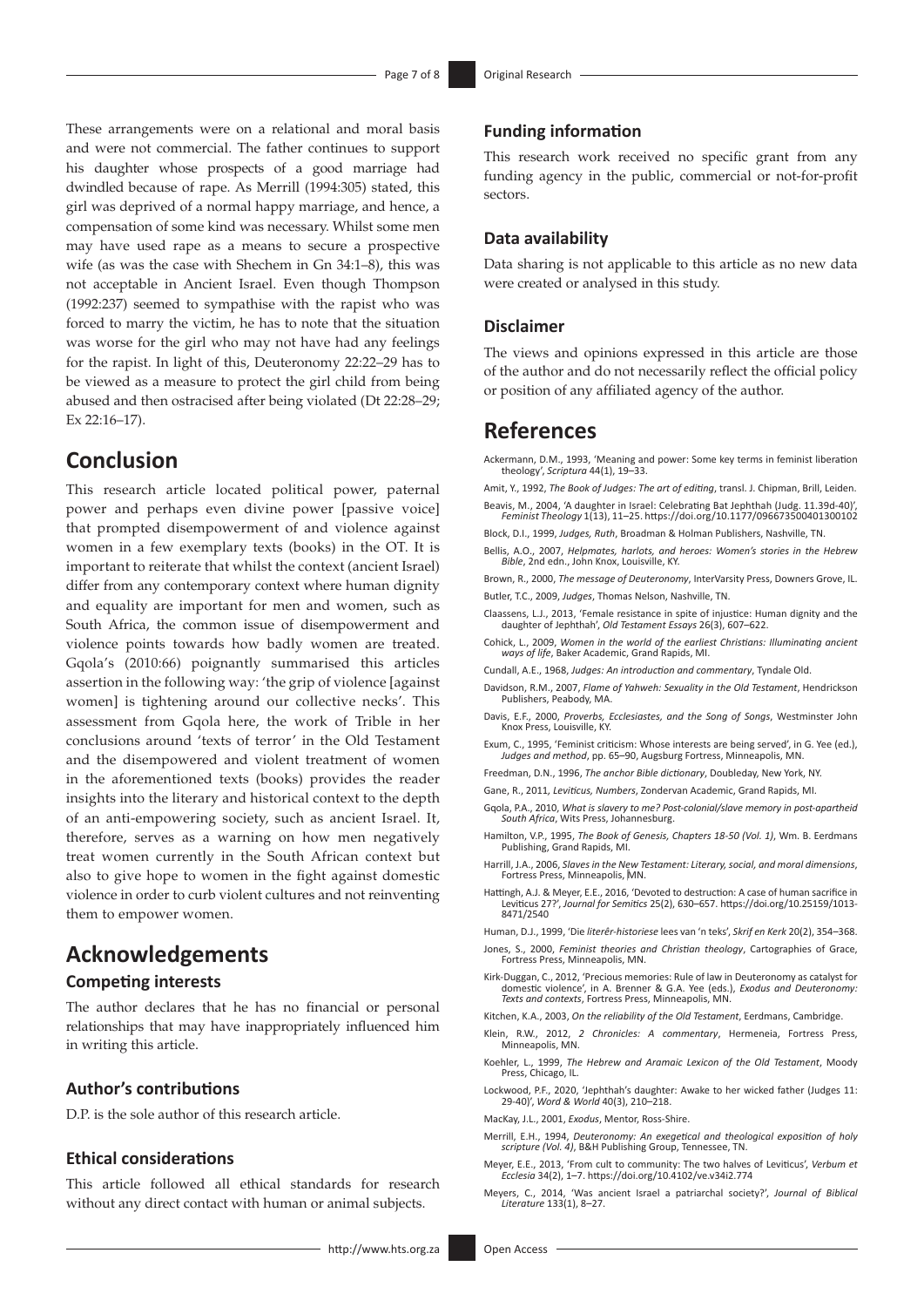These arrangements were on a relational and moral basis and were not commercial. The father continues to support his daughter whose prospects of a good marriage had dwindled because of rape. As Merrill (1994:305) stated, this girl was deprived of a normal happy marriage, and hence, a compensation of some kind was necessary. Whilst some men may have used rape as a means to secure a prospective wife (as was the case with Shechem in Gn 34:1–8), this was not acceptable in Ancient Israel. Even though Thompson (1992:237) seemed to sympathise with the rapist who was forced to marry the victim, he has to note that the situation was worse for the girl who may not have had any feelings for the rapist. In light of this, Deuteronomy 22:22–29 has to be viewed as a measure to protect the girl child from being abused and then ostracised after being violated (Dt 22:28–29; Ex 22:16–17).

## Conclusion

This research article located political power, paternal power and perhaps even divine power [passive voice] that prompted disempowerment of and violence against women in a few exemplary texts (books) in the OT. It is important to reiterate that whilst the context (ancient Israel) differ from any contemporary context where human dignity and equality are important for men and women, such as South Africa, the common issue of disempowerment and violence points towards how badly women are treated. Gqola's (2010:66) poignantly summarised this articles assertion in the following way: 'the grip of violence [against women] is tightening around our collective necks'. This assessment from Gqola here, the work of Trible in her conclusions around 'texts of terror' in the Old Testament and the disempowered and violent treatment of women in the aforementioned texts (books) provides the reader insights into the literary and historical context to the depth of an anti-empowering society, such as ancient Israel. It, therefore, serves as a warning on how men negatively treat women currently in the South African context but also to give hope to women in the fight against domestic violence in order to curb violent cultures and not reinventing them to empower women.

## Acknowledgements

### Competing interests

The author declares that he has no financial or personal relationships that may have inappropriately influenced him in writing this article.

### Author's contributions

D.P. is the sole author of this research article.

### Ethical considerations

This article followed all ethical standards for research without any direct contact with human or animal subjects.

### Funding information

This research work received no specific grant from any funding agency in the public, commercial or not-for-profit sectors.

### Data availability

Data sharing is not applicable to this article as no new data were created or analysed in this study.

### Disclaimer

The views and opinions expressed in this article are those of the author and do not necessarily reflect the official policy or position of any affiliated agency of the author.

## References

Ackermann, D.M., 1993, 'Meaning and power: Some key terms in feminist liberation theology', *Scriptura* 44(1), 19–33.

Amit, Y., 1992, *The Book of Judges: The art of editing*, transl. J. Chipman, Brill, Leiden.

Beavis, M., 2004, 'A daughter in Israel: Celebrating Bat Jephthah (Judg. 11.39d-40)', *Feminist Theology* 1(13), 11–25. https://doi.org/10.1177/096673500401300102

Block, D.I., 1999, *Judges, Ruth*, Broadman & Holman Publishers, Nashville, TN.

Bellis, A.O., 2007, *Helpmates, harlots, and heroes: Women's stories in the Hebrew Bible*, 2nd edn., John Knox, Louisville, KY.

Brown, R., 2000, *The message of Deuteronomy*, InterVarsity Press, Downers Grove, IL.

Butler, T.C., 2009, *Judges*, Thomas Nelson, Nashville, TN.

Claassens, L.J., 2013, 'Female resistance in spite of injustice: Human dignity and the daughter of Jephthah', *Old Testament Essays* 26(3), 607–622.

Cohick, L., 2009, *Women in the world of the earliest Christians: Illuminating ancient ways of life*, Baker Academic, Grand Rapids, MI.

Cundall, A.E., 1968, *Judges: An introduction and commentary*, Tyndale Old.

Davidson, R.M., 2007, *Flame of Yahweh: Sexuality in the Old Testament*, Hendrickson Publishers, Peabody, MA.

Davis, E.F., 2000, *Proverbs, Ecclesiastes, and the Song of Songs*, Westminster John Knox Press, Louisville, KY.

Exum, C., 1995, 'Feminist criticism: Whose interests are being served', in G. Yee (ed.), *Judges and method*, pp. 65–90, Augsburg Fortress, Minneapolis, MN.

Freedman, D.N., 1996, *The anchor Bible dictionary*, Doubleday, New York, NY.

Gane, R., 2011, *Leviticus, Numbers*, Zondervan Academic, Grand Rapids, MI.

Gqola, P.A., 2010, *What is slavery to me? Post-colonial/slave memory in post-apartheid South Africa*, Wits Press, Johannesburg.

Hamilton, V.P., 1995, *The Book of Genesis, Chapters 18-50 (Vol. 1)*, Wm. B. Eerdmans Publishing, Grand Rapids, MI.

Harrill, J.A., 2006, *Slaves in the New Testament: Literary, social, and moral dimensions*, Fortress Press, Minneapolis, MN.

Hattingh, A.J. & Meyer, E.E., 2016, 'Devoted to destruction: A case of human sacrifice in Leviticus 27?', *Journal for Semitics* 25(2), 630–657. https://doi.org/10.25159/1013-8471/2540

Human, D.J., 1999, 'Die *literêr-historiese* lees van 'n teks', *Skrif en Kerk* 20(2), 354–368.

Jones, S., 2000, *Feminist theories and Christian theology*, Cartographies of Grace, Fortress Press, Minneapolis, MN.

Kirk-Duggan, C., 2012, 'Precious memories: Rule of law in Deuteronomy as catalyst for domestic violence', in A. Brenner & G.A. Yee (eds.), *Exodus and Deuteronomy: Texts and contexts*, Fortress Press, Minneapolis, MN.

Kitchen, K.A., 2003, *On the reliability of the Old Testament*, Eerdmans, Cambridge.

Klein, R.W., 2012, *2 Chronicles: A commentary*, Hermeneia, Fortress Press, Minneapolis, MN.

Koehler, L., 1999, *The Hebrew and Aramaic Lexicon of the Old Testament*, Moody Press, Chicago, IL.

Lockwood, P.F., 2020, 'Jephthah's daughter: Awake to her wicked father (Judges 11: 29-40)', *Word & World* 40(3), 210–218.

MacKay, J.L., 2001, *Exodus*, Mentor, Ross-Shire.

Merrill, E.H., 1994, *Deuteronomy: An exegetical and theological exposition of holy scripture (Vol. 4)*, B&H Publishing Group, Tennessee, TN.

Meyer, E.E., 2013, 'From cult to community: The two halves of Leviticus', *Verbum et Ecclesia* 34(2), 1–7. https://doi.org/10.4102/ve.v34i2.774

Meyers, C., 2014, 'Was ancient Israel a patriarchal society?', *Journal of Biblical Literature* 133(1), 8–27.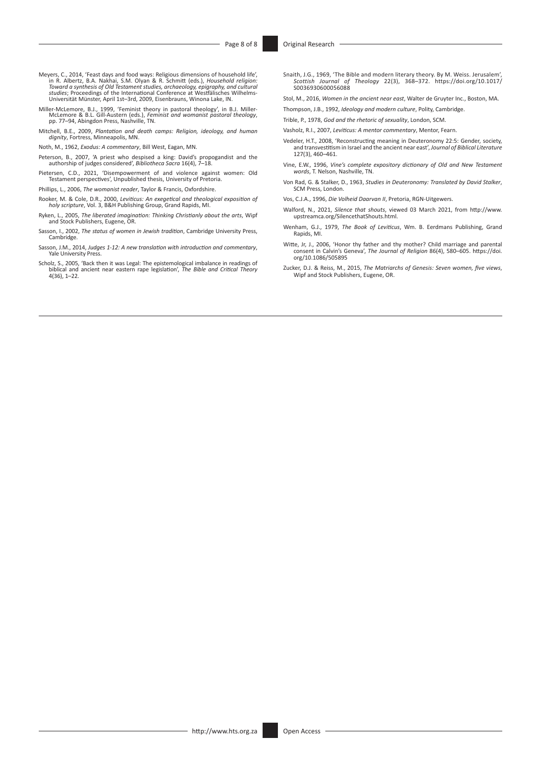Meyers, C., 2014, 'Feast days and food ways: Religious dimensions of household life', in R. Albertz, B.A. Nakhai, S.M. Olyan & R. Schmitt (eds.), *Household religion: Toward a synthesis of Old Testament studies, archaeology, epigraphy, and cultural studies*; Proceedings of the International Conference at Westfälisches Wilhelms-Universität Münster, April 1st–3rd, 2009, Eisenbrauns, Winona Lake, IN.

Miller-McLemore, B.J., 1999, 'Feminist theory in pastoral theology', in B.J. Miller-McLemore & B.L. Gill-Austern (eds.), *Feminist and womanist pastoral theology*, pp. 77–94, Abingdon Press, Nashville, TN.

Mitchell, B.E., 2009, *Plantation and death camps: Religion, ideology, and human dignity*, Fortress, Minneapolis, MN.

Noth, M., 1962, *Exodus: A commentary*, Bill West, Eagan, MN.

Peterson, B., 2007, 'A priest who despised a king: David's propogandist and the authorship of judges considered', *Bibliotheca Sacra* 16(4), 7–18.

Pietersen, C.D., 2021, 'Disempowerment of and violence against women: Old Testament perspectives', Unpublished thesis, University of Pretoria.

Phillips, L., 2006, *The womanist reader*, Taylor & Francis, Oxfordshire.

Rooker, M. & Cole, D.R., 2000, *Leviticus: An exegetical and theological exposition of holy scripture*, Vol. 3, B&H Publishing Group, Grand Rapids, MI.

Ryken, L., 2005, *The liberated imagination: Thinking Christianly about the arts*, Wipf and Stock Publishers, Eugene, OR.

Sasson, I., 2002, *The status of women in Jewish tradition*, Cambridge University Press, Cambridge.

Sasson, J.M., 2014, *Judges 1-12: A new translation with introduction and commentary*, Yale University Press.

Scholz, S., 2005, 'Back then it was Legal: The epistemological imbalance in readings of biblical and ancient near eastern rape legislation', *The Bible and Critical Theory* 4(36), 1–22.

Snaith, J.G., 1969, 'The Bible and modern literary theory. By M. Weiss. Jerusalem', *Scottish Journal of Theology* 22(3), 368–372. https://doi.org/10.1017/S0036930600056088

Stol, M., 2016, *Women in the ancient near east*, Walter de Gruyter Inc., Boston, MA.

Thompson, J.B., 1992, *Ideology and modern culture*, Polity, Cambridge.

Trible, P., 1978, *God and the rhetoric of sexuality*, London, SCM.

Vasholz, R.I., 2007, *Leviticus: A mentor commentary*, Mentor, Fearn.

Vedeler, H.T., 2008, 'Reconstructing meaning in Deuteronomy 22:5: Gender, society, and transvestitism in Israel and the ancient near east', *Journal of Biblical Literature* 127(3), 460–461.

Vine, E.W., 1996, *Vine's complete expository dictionary of Old and New Testament words*, T. Nelson, Nashville, TN.

Von Rad, G. & Stalker, D., 1963, *Studies in Deuteronomy: Translated by David Stalker*, SCM Press, London.

Vos, C.J.A., 1996, *Die Volheid Daarvan II*, Pretoria, RGN-Uitgewers.

Walford, N., 2021, *Silence that shouts*, viewed 03 March 2021, from http://www.upstreamca.org/SilencethatShouts.html.

Wenham, G.J., 1979, *The Book of Leviticus*, Wm. B. Eerdmans Publishing, Grand Rapids, MI.

Witte, Jr, J., 2006, 'Honor thy father and thy mother? Child marriage and parental consent in Calvin's Geneva', *The Journal of Religion* 86(4), 580–605. https://doi.org/10.1086/505895

Zucker, D.J. & Reiss, M., 2015, *The Matriarchs of Genesis: Seven women, five views*, Wipf and Stock Publishers, Eugene, OR.